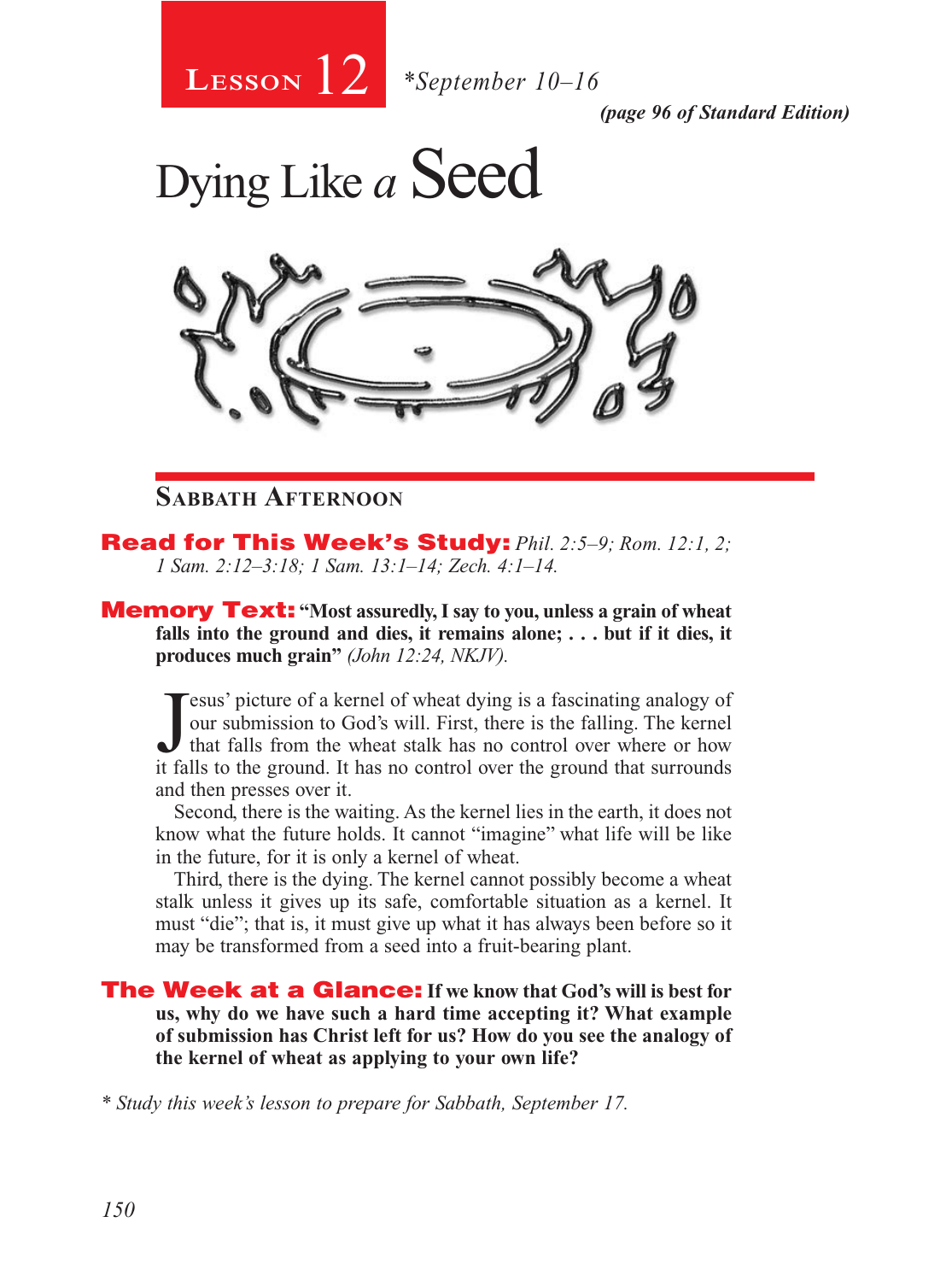# Lesson 12 *September 10–16

*(page 96 of Standard Edition)*

# Dying Like a Seed

## Sabbath Afternoon

**Read for This Week's Study:** *Phil. 2:5–9; Rom. 12:1, 2; 1 Sam. 2:12–3:18; 1 Sam. 13:1–14; Zech. 4:1–14.*

**Memory Text:** **"Most assuredly, I say to you, unless a grain of wheat falls into the ground and dies, it remains alone; . . . but if it dies, it produces much grain"** *(John 12:24, NKJV).*

Jesus' picture of a kernel of wheat dying is a fascinating analogy of our submission to God's will. First, there is the falling. The kernel that falls from the wheat stalk has no control over where or how it falls to the ground. It has no control over the ground that surrounds and then presses over it.

Second, there is the waiting. As the kernel lies in the earth, it does not know what the future holds. It cannot "imagine" what life will be like in the future, for it is only a kernel of wheat.

Third, there is the dying. The kernel cannot possibly become a wheat stalk unless it gives up its safe, comfortable situation as a kernel. It must "die"; that is, it must give up what it has always been before so it may be transformed from a seed into a fruit-bearing plant.

**The Week at a Glance:** **If we know that God's will is best for us, why do we have such a hard time accepting it? What example of submission has Christ left for us? How do you see the analogy of the kernel of wheat as applying to your own life?**

*\* Study this week's lesson to prepare for Sabbath, September 17.*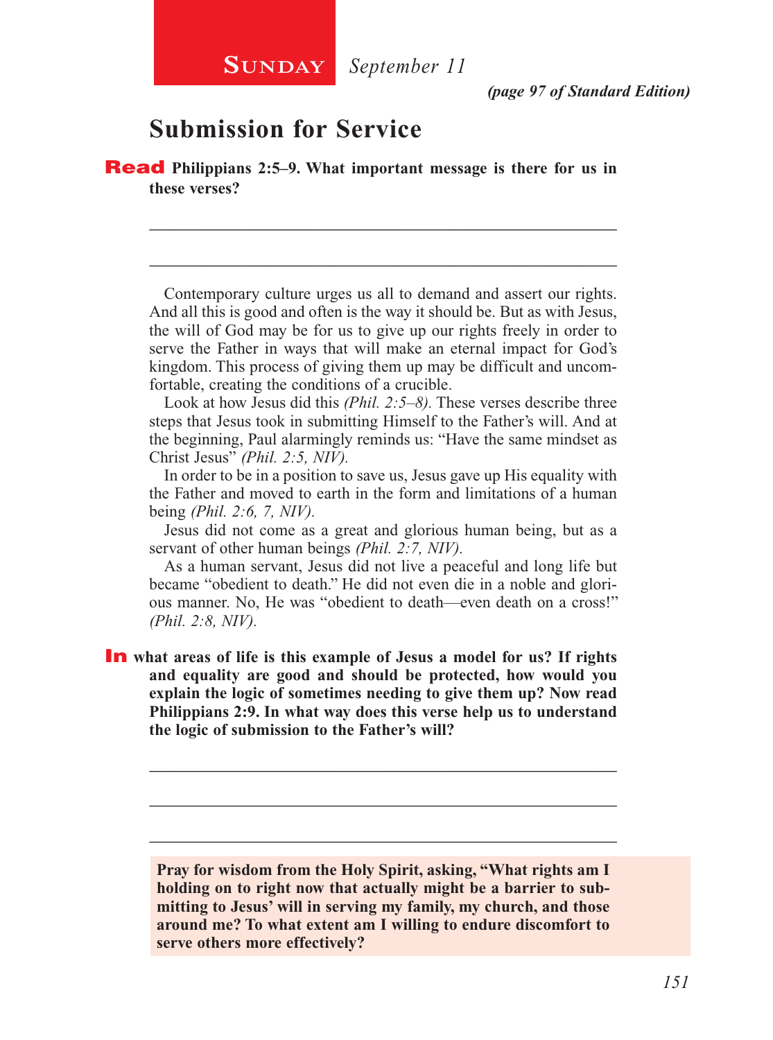**Sunday** *September 11*

*(page 97 of Standard Edition)*

## Submission for Service

**Read Philippians 2:5–9. What important message is there for us in these verses?**

\_\_\_\_\_\_\_\_\_\_\_\_\_\_\_\_\_\_\_\_\_\_\_\_\_\_\_\_\_\_\_\_\_\_\_\_\_\_\_\_\_\_\_\_\_\_\_\_\_\_\_\_\_\_\_\_

\_\_\_\_\_\_\_\_\_\_\_\_\_\_\_\_\_\_\_\_\_\_\_\_\_\_\_\_\_\_\_\_\_\_\_\_\_\_\_\_\_\_\_\_\_\_\_\_\_\_\_\_\_\_\_\_

Contemporary culture urges us all to demand and assert our rights. And all this is good and often is the way it should be. But as with Jesus, the will of God may be for us to give up our rights freely in order to serve the Father in ways that will make an eternal impact for God's kingdom. This process of giving them up may be difficult and uncomfortable, creating the conditions of a crucible.

Look at how Jesus did this *(Phil. 2:5–8).* These verses describe three steps that Jesus took in submitting Himself to the Father's will. And at the beginning, Paul alarmingly reminds us: "Have the same mindset as Christ Jesus" *(Phil. 2:5, NIV).*

In order to be in a position to save us, Jesus gave up His equality with the Father and moved to earth in the form and limitations of a human being *(Phil. 2:6, 7, NIV).*

Jesus did not come as a great and glorious human being, but as a servant of other human beings *(Phil. 2:7, NIV).*

As a human servant, Jesus did not live a peaceful and long life but became "obedient to death." He did not even die in a noble and glorious manner. No, He was "obedient to death—even death on a cross!" *(Phil. 2:8, NIV).*

**In what areas of life is this example of Jesus a model for us? If rights and equality are good and should be protected, how would you explain the logic of sometimes needing to give them up? Now read Philippians 2:9. In what way does this verse help us to understand the logic of submission to the Father's will?**

\_\_\_\_\_\_\_\_\_\_\_\_\_\_\_\_\_\_\_\_\_\_\_\_\_\_\_\_\_\_\_\_\_\_\_\_\_\_\_\_\_\_\_\_\_\_\_\_\_\_\_\_\_\_\_\_

\_\_\_\_\_\_\_\_\_\_\_\_\_\_\_\_\_\_\_\_\_\_\_\_\_\_\_\_\_\_\_\_\_\_\_\_\_\_\_\_\_\_\_\_\_\_\_\_\_\_\_\_\_\_\_\_

\_\_\_\_\_\_\_\_\_\_\_\_\_\_\_\_\_\_\_\_\_\_\_\_\_\_\_\_\_\_\_\_\_\_\_\_\_\_\_\_\_\_\_\_\_\_\_\_\_\_\_\_\_\_\_\_

**Pray for wisdom from the Holy Spirit, asking, "What rights am I holding on to right now that actually might be a barrier to submitting to Jesus' will in serving my family, my church, and those around me? To what extent am I willing to endure discomfort to serve others more effectively?**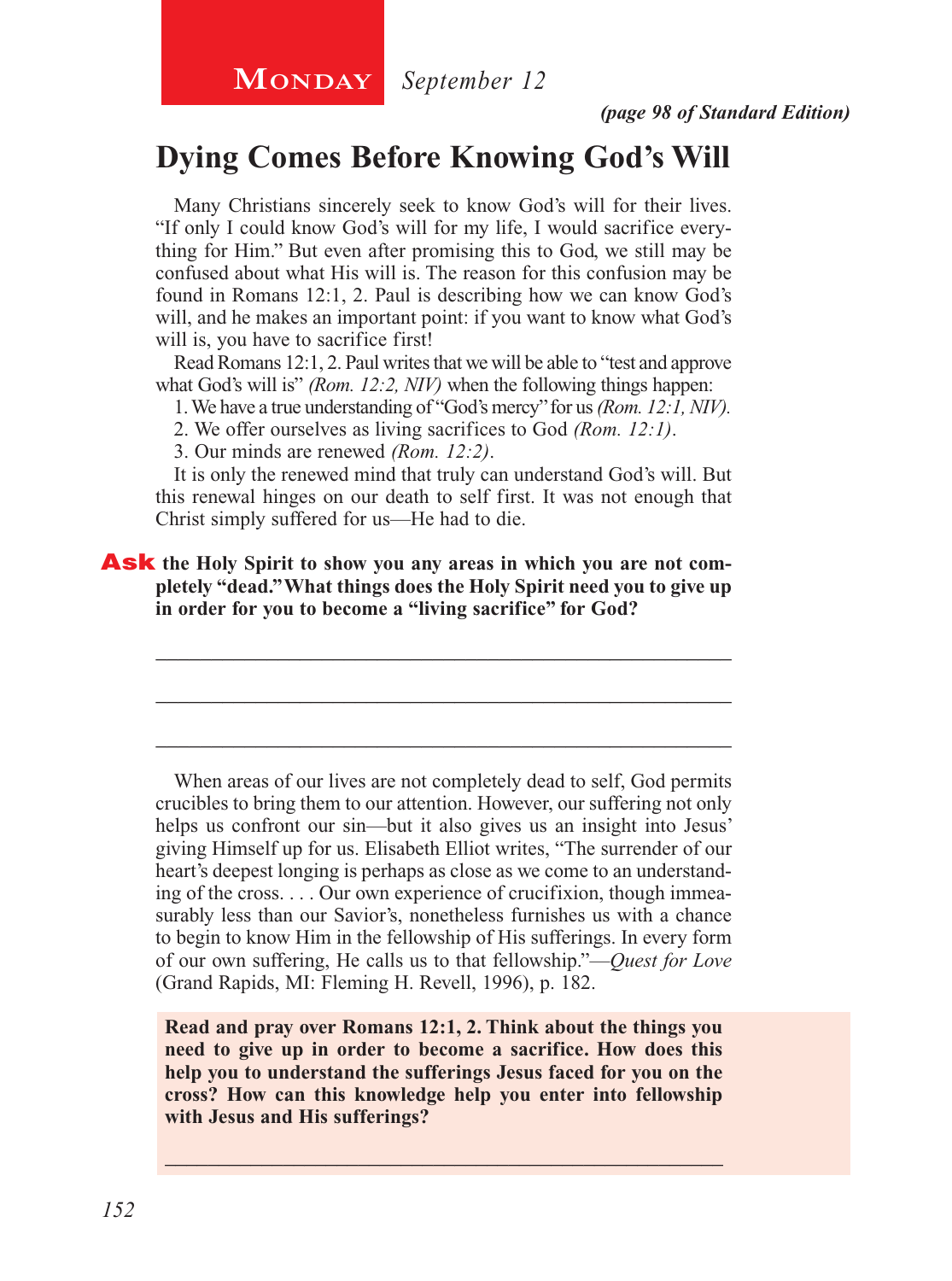**Monday** *September 12*

*(page 98 of Standard Edition)*

# Dying Comes Before Knowing God's Will

Many Christians sincerely seek to know God's will for their lives. "If only I could know God's will for my life, I would sacrifice everything for Him." But even after promising this to God, we still may be confused about what His will is. The reason for this confusion may be found in Romans 12:1, 2. Paul is describing how we can know God's will, and he makes an important point: if you want to know what God's will is, you have to sacrifice first!

Read Romans 12:1, 2. Paul writes that we will be able to "test and approve what God's will is" *(Rom. 12:2, NIV)* when the following things happen:

1. We have a true understanding of "God's mercy" for us *(Rom. 12:1, NIV).*
2. We offer ourselves as living sacrifices to God *(Rom. 12:1)*.
3. Our minds are renewed *(Rom. 12:2)*.

It is only the renewed mind that truly can understand God's will. But this renewal hinges on our death to self first. It was not enough that Christ simply suffered for us—He had to die.

**Ask the Holy Spirit to show you any areas in which you are not completely "dead." What things does the Holy Spirit need you to give up in order for you to become a "living sacrifice" for God?**

_______________________________________________________

_______________________________________________________

_______________________________________________________

When areas of our lives are not completely dead to self, God permits crucibles to bring them to our attention. However, our suffering not only helps us confront our sin—but it also gives us an insight into Jesus' giving Himself up for us. Elisabeth Elliot writes, "The surrender of our heart's deepest longing is perhaps as close as we come to an understanding of the cross. . . . Our own experience of crucifixion, though immeasurably less than our Savior's, nonetheless furnishes us with a chance to begin to know Him in the fellowship of His sufferings. In every form of our own suffering, He calls us to that fellowship."—*Quest for Love* (Grand Rapids, MI: Fleming H. Revell, 1996), p. 182.

**Read and pray over Romans 12:1, 2. Think about the things you need to give up in order to become a sacrifice. How does this help you to understand the sufferings Jesus faced for you on the cross? How can this knowledge help you enter into fellowship with Jesus and His sufferings?**

_______________________________________________________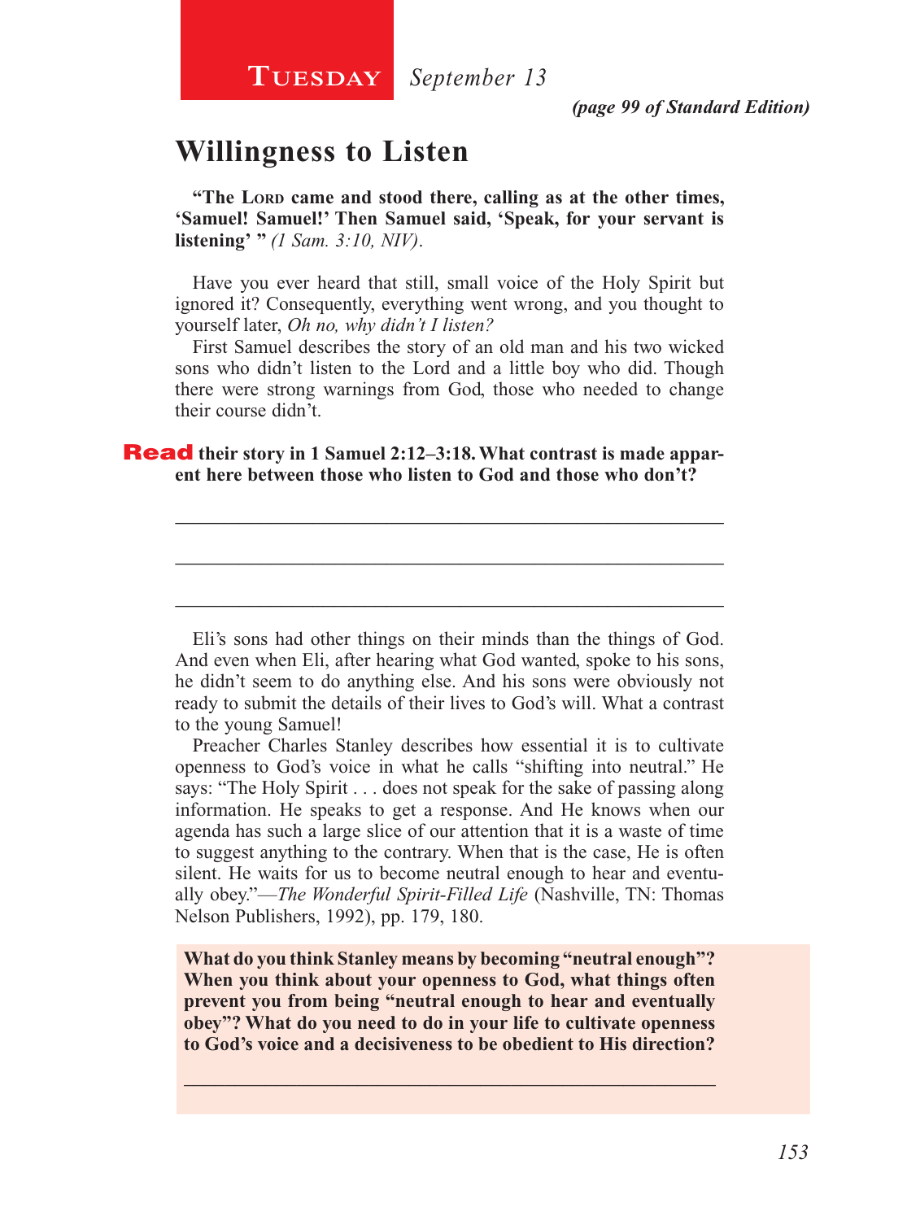**Tuesday** *September 13*

*(page 99 of Standard Edition)*

# Willingness to Listen

**"The Lord came and stood there, calling as at the other times, 'Samuel! Samuel!' Then Samuel said, 'Speak, for your servant is listening' "** *(1 Sam. 3:10, NIV)*.

Have you ever heard that still, small voice of the Holy Spirit but ignored it? Consequently, everything went wrong, and you thought to yourself later, *Oh no, why didn't I listen?*

First Samuel describes the story of an old man and his two wicked sons who didn't listen to the Lord and a little boy who did. Though there were strong warnings from God, those who needed to change their course didn't.

**Read their story in 1 Samuel 2:12–3:18. What contrast is made apparent here between those who listen to God and those who don't?**

_______________________________________________________________

_______________________________________________________________

_______________________________________________________________

Eli's sons had other things on their minds than the things of God. And even when Eli, after hearing what God wanted, spoke to his sons, he didn't seem to do anything else. And his sons were obviously not ready to submit the details of their lives to God's will. What a contrast to the young Samuel!

Preacher Charles Stanley describes how essential it is to cultivate openness to God's voice in what he calls "shifting into neutral." He says: "The Holy Spirit . . . does not speak for the sake of passing along information. He speaks to get a response. And He knows when our agenda has such a large slice of our attention that it is a waste of time to suggest anything to the contrary. When that is the case, He is often silent. He waits for us to become neutral enough to hear and eventually obey."—*The Wonderful Spirit-Filled Life* (Nashville, TN: Thomas Nelson Publishers, 1992), pp. 179, 180.

**What do you think Stanley means by becoming "neutral enough"? When you think about your openness to God, what things often prevent you from being "neutral enough to hear and eventually obey"? What do you need to do in your life to cultivate openness to God's voice and a decisiveness to be obedient to His direction?**

_______________________________________________________________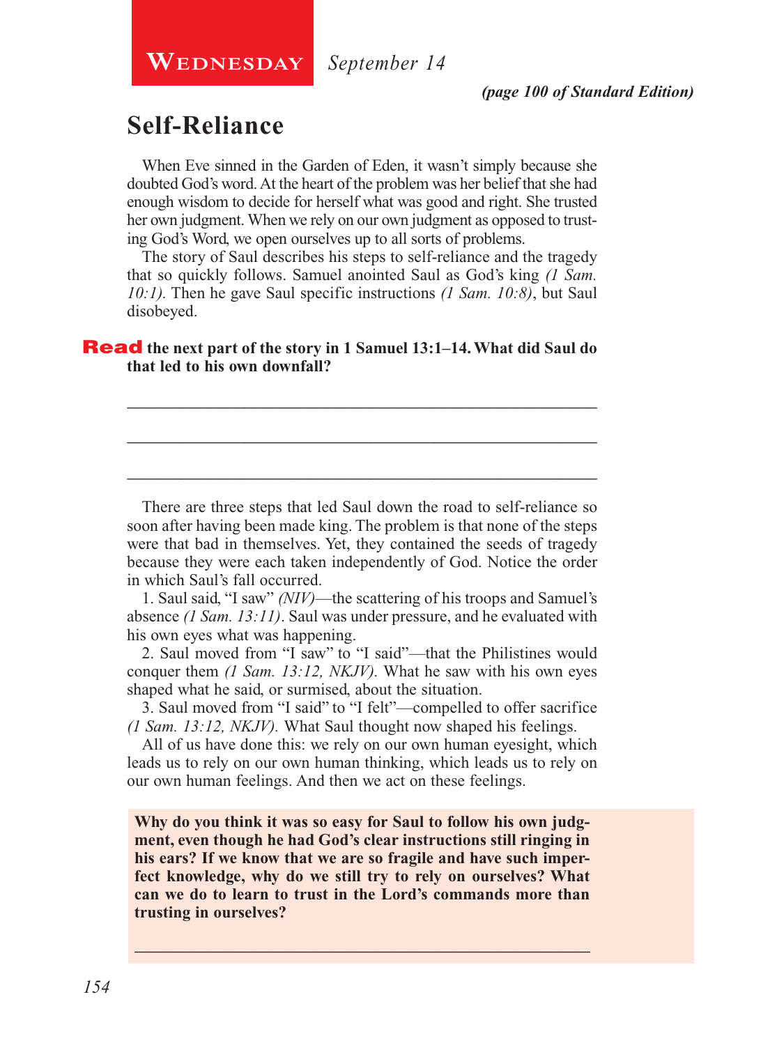**Wednesday** *September 14*

***(page 100 of Standard Edition)***

## Self-Reliance

When Eve sinned in the Garden of Eden, it wasn't simply because she doubted God's word. At the heart of the problem was her belief that she had enough wisdom to decide for herself what was good and right. She trusted her own judgment. When we rely on our own judgment as opposed to trusting God's Word, we open ourselves up to all sorts of problems.

The story of Saul describes his steps to self-reliance and the tragedy that so quickly follows. Samuel anointed Saul as God's king *(1 Sam. 10:1).* Then he gave Saul specific instructions *(1 Sam. 10:8)*, but Saul disobeyed.

**Read the next part of the story in 1 Samuel 13:1–14. What did Saul do that led to his own downfall?**

_______________________________________________

_______________________________________________

_______________________________________________

There are three steps that led Saul down the road to self-reliance so soon after having been made king. The problem is that none of the steps were that bad in themselves. Yet, they contained the seeds of tragedy because they were each taken independently of God. Notice the order in which Saul's fall occurred.

1. Saul said, "I saw" *(NIV)*—the scattering of his troops and Samuel's absence *(1 Sam. 13:11)*. Saul was under pressure, and he evaluated with his own eyes what was happening.

2. Saul moved from "I saw" to "I said"—that the Philistines would conquer them *(1 Sam. 13:12, NKJV).* What he saw with his own eyes shaped what he said, or surmised, about the situation.

3. Saul moved from "I said" to "I felt"—compelled to offer sacrifice *(1 Sam. 13:12, NKJV).* What Saul thought now shaped his feelings.

All of us have done this: we rely on our own human eyesight, which leads us to rely on our own human thinking, which leads us to rely on our own human feelings. And then we act on these feelings.

**Why do you think it was so easy for Saul to follow his own judgment, even though he had God's clear instructions still ringing in his ears? If we know that we are so fragile and have such imperfect knowledge, why do we still try to rely on ourselves? What can we do to learn to trust in the Lord's commands more than trusting in ourselves?**

_______________________________________________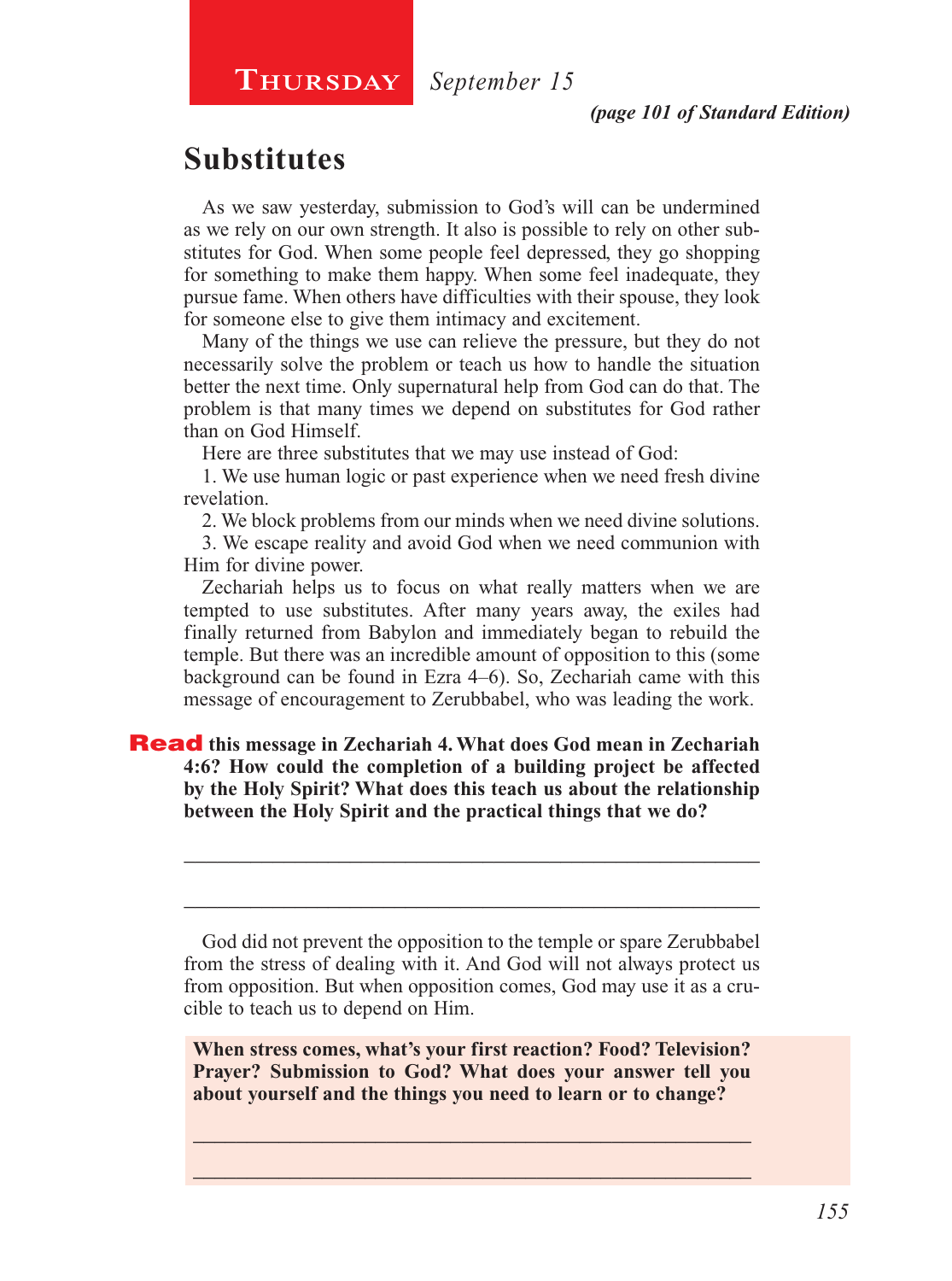**Thursday** *September 15*

*(page 101 of Standard Edition)*

## Substitutes

As we saw yesterday, submission to God's will can be undermined as we rely on our own strength. It also is possible to rely on other substitutes for God. When some people feel depressed, they go shopping for something to make them happy. When some feel inadequate, they pursue fame. When others have difficulties with their spouse, they look for someone else to give them intimacy and excitement.

Many of the things we use can relieve the pressure, but they do not necessarily solve the problem or teach us how to handle the situation better the next time. Only supernatural help from God can do that. The problem is that many times we depend on substitutes for God rather than on God Himself.

Here are three substitutes that we may use instead of God:

1. We use human logic or past experience when we need fresh divine revelation.
2. We block problems from our minds when we need divine solutions.
3. We escape reality and avoid God when we need communion with Him for divine power.

Zechariah helps us to focus on what really matters when we are tempted to use substitutes. After many years away, the exiles had finally returned from Babylon and immediately began to rebuild the temple. But there was an incredible amount of opposition to this (some background can be found in Ezra 4–6). So, Zechariah came with this message of encouragement to Zerubbabel, who was leading the work.

**Read this message in Zechariah 4. What does God mean in Zechariah 4:6? How could the completion of a building project be affected by the Holy Spirit? What does this teach us about the relationship between the Holy Spirit and the practical things that we do?**

_______________________________________________________________

_______________________________________________________________

God did not prevent the opposition to the temple or spare Zerubbabel from the stress of dealing with it. And God will not always protect us from opposition. But when opposition comes, God may use it as a crucible to teach us to depend on Him.

**When stress comes, what's your first reaction? Food? Television? Prayer? Submission to God? What does your answer tell you about yourself and the things you need to learn or to change?**

_______________________________________________________________

_______________________________________________________________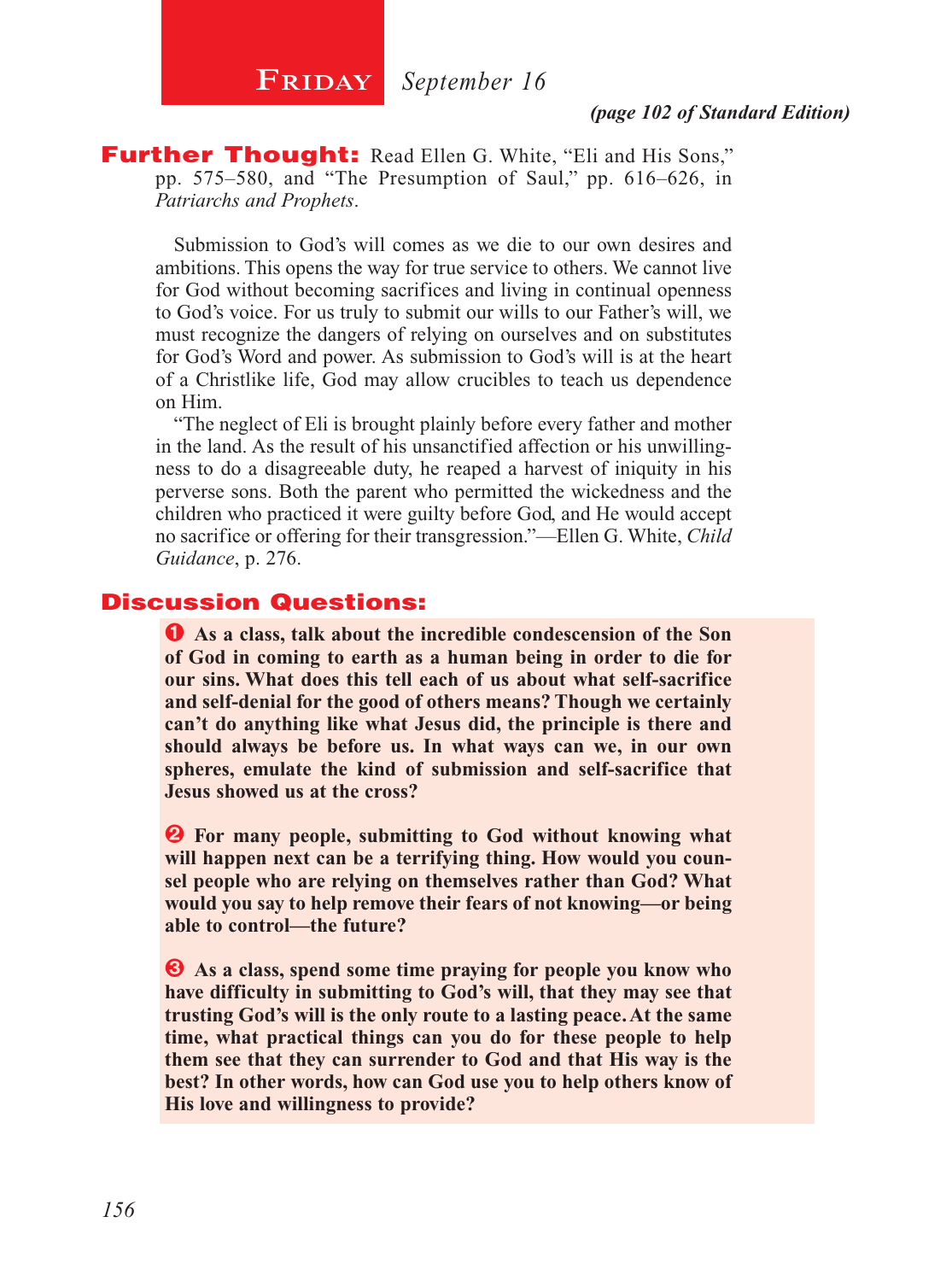# Friday *September 16*

*(page 102 of Standard Edition)*

**Further Thought:** Read Ellen G. White, "Eli and His Sons," pp. 575–580, and "The Presumption of Saul," pp. 616–626, in *Patriarchs and Prophets*.

Submission to God's will comes as we die to our own desires and ambitions. This opens the way for true service to others. We cannot live for God without becoming sacrifices and living in continual openness to God's voice. For us truly to submit our wills to our Father's will, we must recognize the dangers of relying on ourselves and on substitutes for God's Word and power. As submission to God's will is at the heart of a Christlike life, God may allow crucibles to teach us dependence on Him.

"The neglect of Eli is brought plainly before every father and mother in the land. As the result of his unsanctified affection or his unwillingness to do a disagreeable duty, he reaped a harvest of iniquity in his perverse sons. Both the parent who permitted the wickedness and the children who practiced it were guilty before God, and He would accept no sacrifice or offering for their transgression."—Ellen G. White, *Child Guidance*, p. 276.

## Discussion Questions:

**❶ As a class, talk about the incredible condescension of the Son of God in coming to earth as a human being in order to die for our sins. What does this tell each of us about what self-sacrifice and self-denial for the good of others means? Though we certainly can't do anything like what Jesus did, the principle is there and should always be before us. In what ways can we, in our own spheres, emulate the kind of submission and self-sacrifice that Jesus showed us at the cross?**

**❷ For many people, submitting to God without knowing what will happen next can be a terrifying thing. How would you counsel people who are relying on themselves rather than God? What would you say to help remove their fears of not knowing—or being able to control—the future?**

**❸ As a class, spend some time praying for people you know who have difficulty in submitting to God's will, that they may see that trusting God's will is the only route to a lasting peace. At the same time, what practical things can you do for these people to help them see that they can surrender to God and that His way is the best? In other words, how can God use you to help others know of His love and willingness to provide?**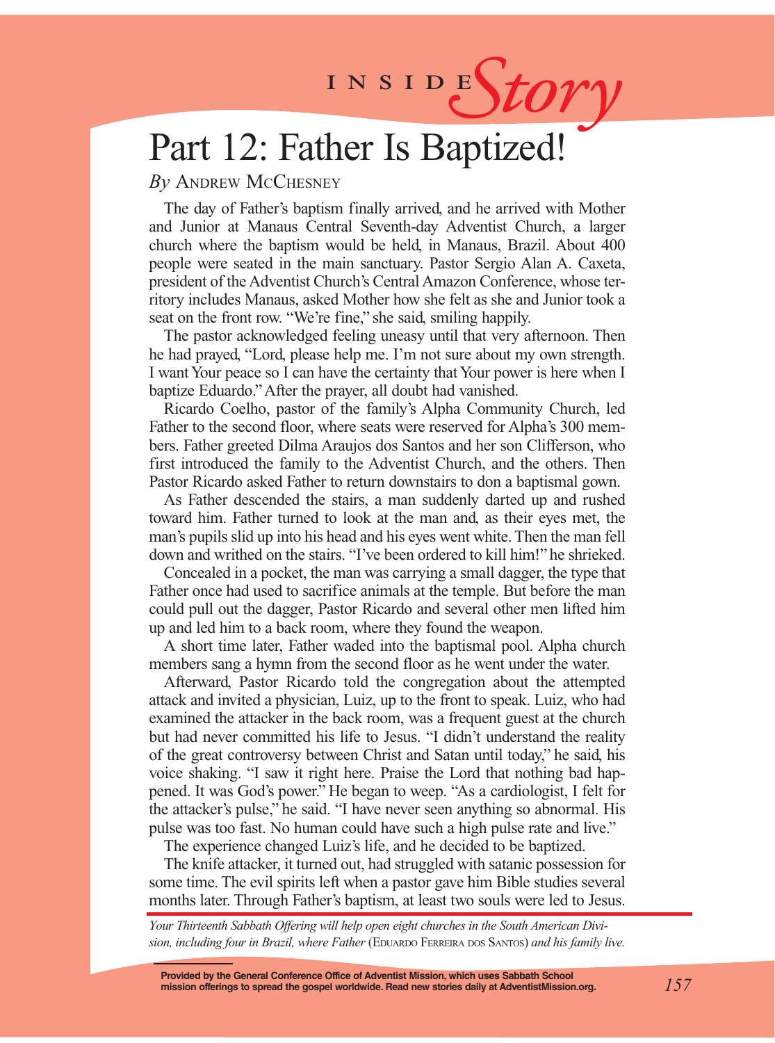# INSIDE *Story*

## Part 12: Father Is Baptized!

*By* Andrew McChesney

The day of Father's baptism finally arrived, and he arrived with Mother and Junior at Manaus Central Seventh-day Adventist Church, a larger church where the baptism would be held, in Manaus, Brazil. About 400 people were seated in the main sanctuary. Pastor Sergio Alan A. Caxeta, president of the Adventist Church's Central Amazon Conference, whose territory includes Manaus, asked Mother how she felt as she and Junior took a seat on the front row. "We're fine," she said, smiling happily.

The pastor acknowledged feeling uneasy until that very afternoon. Then he had prayed, "Lord, please help me. I'm not sure about my own strength. I want Your peace so I can have the certainty that Your power is here when I baptize Eduardo." After the prayer, all doubt had vanished.

Ricardo Coelho, pastor of the family's Alpha Community Church, led Father to the second floor, where seats were reserved for Alpha's 300 members. Father greeted Dilma Araujos dos Santos and her son Clifferson, who first introduced the family to the Adventist Church, and the others. Then Pastor Ricardo asked Father to return downstairs to don a baptismal gown.

As Father descended the stairs, a man suddenly darted up and rushed toward him. Father turned to look at the man and, as their eyes met, the man's pupils slid up into his head and his eyes went white. Then the man fell down and writhed on the stairs. "I've been ordered to kill him!" he shrieked.

Concealed in a pocket, the man was carrying a small dagger, the type that Father once had used to sacrifice animals at the temple. But before the man could pull out the dagger, Pastor Ricardo and several other men lifted him up and led him to a back room, where they found the weapon.

A short time later, Father waded into the baptismal pool. Alpha church members sang a hymn from the second floor as he went under the water.

Afterward, Pastor Ricardo told the congregation about the attempted attack and invited a physician, Luiz, up to the front to speak. Luiz, who had examined the attacker in the back room, was a frequent guest at the church but had never committed his life to Jesus. "I didn't understand the reality of the great controversy between Christ and Satan until today," he said, his voice shaking. "I saw it right here. Praise the Lord that nothing bad happened. It was God's power." He began to weep. "As a cardiologist, I felt for the attacker's pulse," he said. "I have never seen anything so abnormal. His pulse was too fast. No human could have such a high pulse rate and live."

The experience changed Luiz's life, and he decided to be baptized.

The knife attacker, it turned out, had struggled with satanic possession for some time. The evil spirits left when a pastor gave him Bible studies several months later. Through Father's baptism, at least two souls were led to Jesus.

*Your Thirteenth Sabbath Offering will help open eight churches in the South American Division, including four in Brazil, where Father* (Eduardo Ferreira dos Santos) *and his family live.*

**Provided by the General Conference Office of Adventist Mission, which uses Sabbath School mission offerings to spread the gospel worldwide. Read new stories daily at AdventistMission.org.**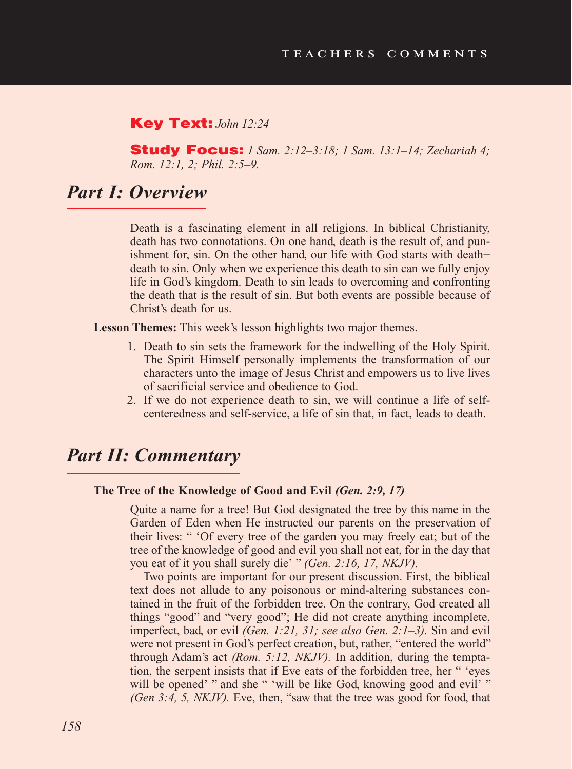**Key Text:** *John 12:24*

**Study Focus:** *1 Sam. 2:12–3:18; 1 Sam. 13:1–14; Zechariah 4; Rom. 12:1, 2; Phil. 2:5–9.*

## Part I: Overview

Death is a fascinating element in all religions. In biblical Christianity, death has two connotations. On one hand, death is the result of, and punishment for, sin. On the other hand, our life with God starts with death—death to sin. Only when we experience this death to sin can we fully enjoy life in God's kingdom. Death to sin leads to overcoming and confronting the death that is the result of sin. But both events are possible because of Christ's death for us.

**Lesson Themes:** This week's lesson highlights two major themes.

1. Death to sin sets the framework for the indwelling of the Holy Spirit. The Spirit Himself personally implements the transformation of our characters unto the image of Jesus Christ and empowers us to live lives of sacrificial service and obedience to God.
2. If we do not experience death to sin, we will continue a life of self-centeredness and self-service, a life of sin that, in fact, leads to death.

## Part II: Commentary

**The Tree of the Knowledge of Good and Evil *(Gen. 2:9, 17)***

Quite a name for a tree! But God designated the tree by this name in the Garden of Eden when He instructed our parents on the preservation of their lives: " 'Of every tree of the garden you may freely eat; but of the tree of the knowledge of good and evil you shall not eat, for in the day that you eat of it you shall surely die' " *(Gen. 2:16, 17, NKJV).*

Two points are important for our present discussion. First, the biblical text does not allude to any poisonous or mind-altering substances contained in the fruit of the forbidden tree. On the contrary, God created all things "good" and "very good"; He did not create anything incomplete, imperfect, bad, or evil *(Gen. 1:21, 31; see also Gen. 2:1–3).* Sin and evil were not present in God's perfect creation, but, rather, "entered the world" through Adam's act *(Rom. 5:12, NKJV).* In addition, during the temptation, the serpent insists that if Eve eats of the forbidden tree, her " 'eyes will be opened' " and she " 'will be like God, knowing good and evil' " *(Gen 3:4, 5, NKJV).* Eve, then, "saw that the tree was good for food, that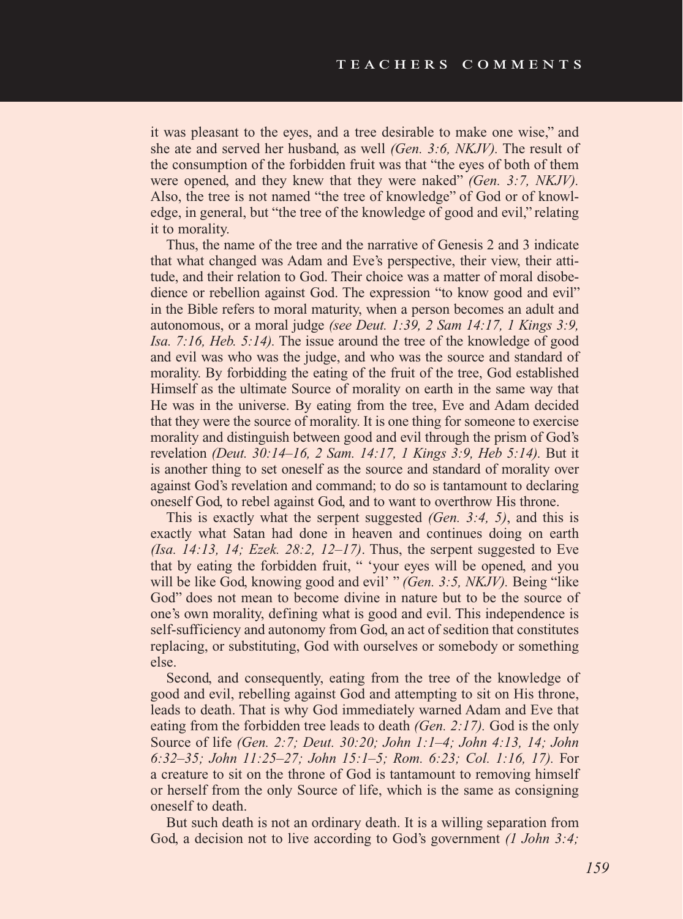it was pleasant to the eyes, and a tree desirable to make one wise," and she ate and served her husband, as well *(Gen. 3:6, NKJV).* The result of the consumption of the forbidden fruit was that "the eyes of both of them were opened, and they knew that they were naked" *(Gen. 3:7, NKJV).* Also, the tree is not named "the tree of knowledge" of God or of knowledge, in general, but "the tree of the knowledge of good and evil," relating it to morality.

Thus, the name of the tree and the narrative of Genesis 2 and 3 indicate that what changed was Adam and Eve's perspective, their view, their attitude, and their relation to God. Their choice was a matter of moral disobedience or rebellion against God. The expression "to know good and evil" in the Bible refers to moral maturity, when a person becomes an adult and autonomous, or a moral judge *(see Deut. 1:39, 2 Sam 14:17, 1 Kings 3:9, Isa. 7:16, Heb. 5:14).* The issue around the tree of the knowledge of good and evil was who was the judge, and who was the source and standard of morality. By forbidding the eating of the fruit of the tree, God established Himself as the ultimate Source of morality on earth in the same way that He was in the universe. By eating from the tree, Eve and Adam decided that they were the source of morality. It is one thing for someone to exercise morality and distinguish between good and evil through the prism of God's revelation *(Deut. 30:14–16, 2 Sam. 14:17, 1 Kings 3:9, Heb 5:14).* But it is another thing to set oneself as the source and standard of morality over against God's revelation and command; to do so is tantamount to declaring oneself God, to rebel against God, and to want to overthrow His throne.

This is exactly what the serpent suggested *(Gen. 3:4, 5)*, and this is exactly what Satan had done in heaven and continues doing on earth *(Isa. 14:13, 14; Ezek. 28:2, 12–17)*. Thus, the serpent suggested to Eve that by eating the forbidden fruit, " 'your eyes will be opened, and you will be like God, knowing good and evil' " *(Gen. 3:5, NKJV).* Being "like God" does not mean to become divine in nature but to be the source of one's own morality, defining what is good and evil. This independence is self-sufficiency and autonomy from God, an act of sedition that constitutes replacing, or substituting, God with ourselves or somebody or something else.

Second, and consequently, eating from the tree of the knowledge of good and evil, rebelling against God and attempting to sit on His throne, leads to death. That is why God immediately warned Adam and Eve that eating from the forbidden tree leads to death *(Gen. 2:17).* God is the only Source of life *(Gen. 2:7; Deut. 30:20; John 1:1–4; John 4:13, 14; John 6:32–35; John 11:25–27; John 15:1–5; Rom. 6:23; Col. 1:16, 17).* For a creature to sit on the throne of God is tantamount to removing himself or herself from the only Source of life, which is the same as consigning oneself to death.

But such death is not an ordinary death. It is a willing separation from God, a decision not to live according to God's government *(1 John 3:4;*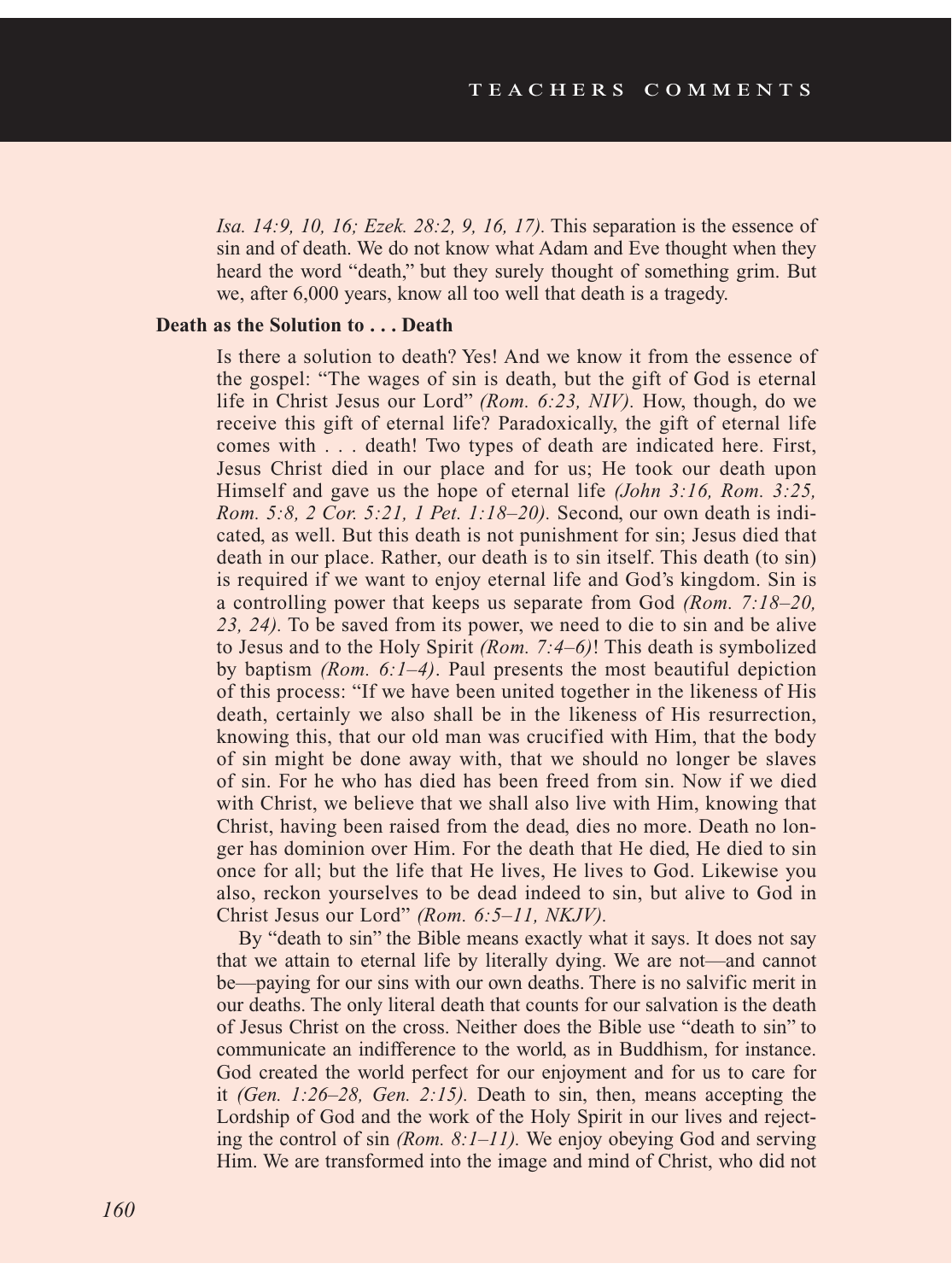*Isa. 14:9, 10, 16; Ezek. 28:2, 9, 16, 17).* This separation is the essence of sin and of death. We do not know what Adam and Eve thought when they heard the word "death," but they surely thought of something grim. But we, after 6,000 years, know all too well that death is a tragedy.

**Death as the Solution to . . . Death**

Is there a solution to death? Yes! And we know it from the essence of the gospel: "The wages of sin is death, but the gift of God is eternal life in Christ Jesus our Lord" *(Rom. 6:23, NIV).* How, though, do we receive this gift of eternal life? Paradoxically, the gift of eternal life comes with . . . death! Two types of death are indicated here. First, Jesus Christ died in our place and for us; He took our death upon Himself and gave us the hope of eternal life *(John 3:16, Rom. 3:25, Rom. 5:8, 2 Cor. 5:21, 1 Pet. 1:18–20).* Second, our own death is indicated, as well. But this death is not punishment for sin; Jesus died that death in our place. Rather, our death is to sin itself. This death (to sin) is required if we want to enjoy eternal life and God's kingdom. Sin is a controlling power that keeps us separate from God *(Rom. 7:18–20, 23, 24).* To be saved from its power, we need to die to sin and be alive to Jesus and to the Holy Spirit *(Rom. 7:4–6)*! This death is symbolized by baptism *(Rom. 6:1–4).* Paul presents the most beautiful depiction of this process: "If we have been united together in the likeness of His death, certainly we also shall be in the likeness of His resurrection, knowing this, that our old man was crucified with Him, that the body of sin might be done away with, that we should no longer be slaves of sin. For he who has died has been freed from sin. Now if we died with Christ, we believe that we shall also live with Him, knowing that Christ, having been raised from the dead, dies no more. Death no longer has dominion over Him. For the death that He died, He died to sin once for all; but the life that He lives, He lives to God. Likewise you also, reckon yourselves to be dead indeed to sin, but alive to God in Christ Jesus our Lord" *(Rom. 6:5–11, NKJV).*

By "death to sin" the Bible means exactly what it says. It does not say that we attain to eternal life by literally dying. We are not—and cannot be—paying for our sins with our own deaths. There is no salvific merit in our deaths. The only literal death that counts for our salvation is the death of Jesus Christ on the cross. Neither does the Bible use "death to sin" to communicate an indifference to the world, as in Buddhism, for instance. God created the world perfect for our enjoyment and for us to care for it *(Gen. 1:26–28, Gen. 2:15).* Death to sin, then, means accepting the Lordship of God and the work of the Holy Spirit in our lives and rejecting the control of sin *(Rom. 8:1–11).* We enjoy obeying God and serving Him. We are transformed into the image and mind of Christ, who did not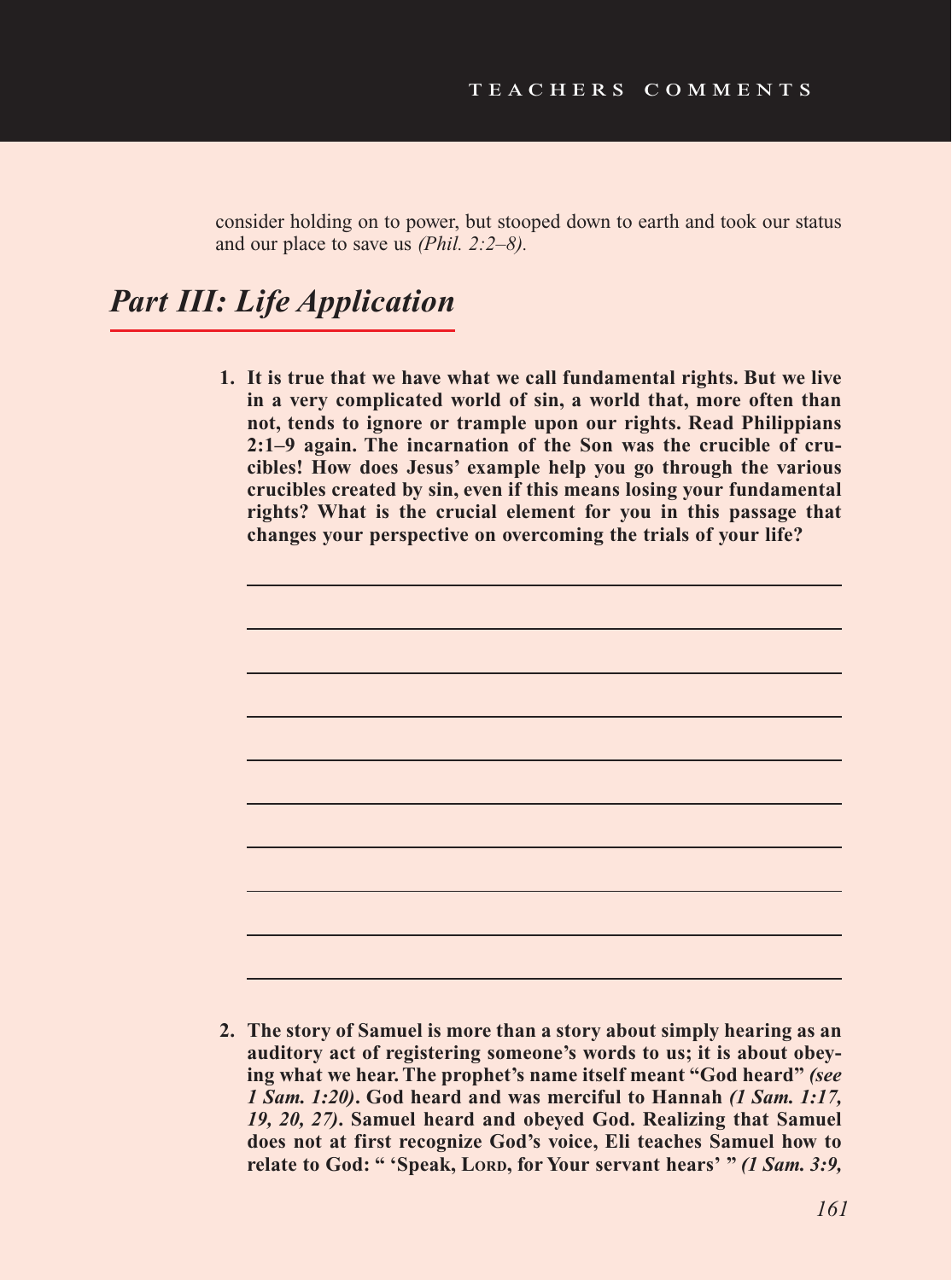consider holding on to power, but stooped down to earth and took our status and our place to save us *(Phil. 2:2–8)*.

## *Part III: Life Application*

1. **It is true that we have what we call fundamental rights. But we live in a very complicated world of sin, a world that, more often than not, tends to ignore or trample upon our rights. Read Philippians 2:1–9 again. The incarnation of the Son was the crucible of crucibles! How does Jesus' example help you go through the various crucibles created by sin, even if this means losing your fundamental rights? What is the crucial element for you in this passage that changes your perspective on overcoming the trials of your life?**

2. **The story of Samuel is more than a story about simply hearing as an auditory act of registering someone's words to us; it is about obeying what we hear. The prophet's name itself meant "God heard"** ***(see 1 Sam. 1:20)*****. God heard and was merciful to Hannah** ***(1 Sam. 1:17, 19, 20, 27)*****. Samuel heard and obeyed God. Realizing that Samuel does not at first recognize God's voice, Eli teaches Samuel how to relate to God: " 'Speak, Lord, for Your servant hears' "** ***(1 Sam. 3:9,***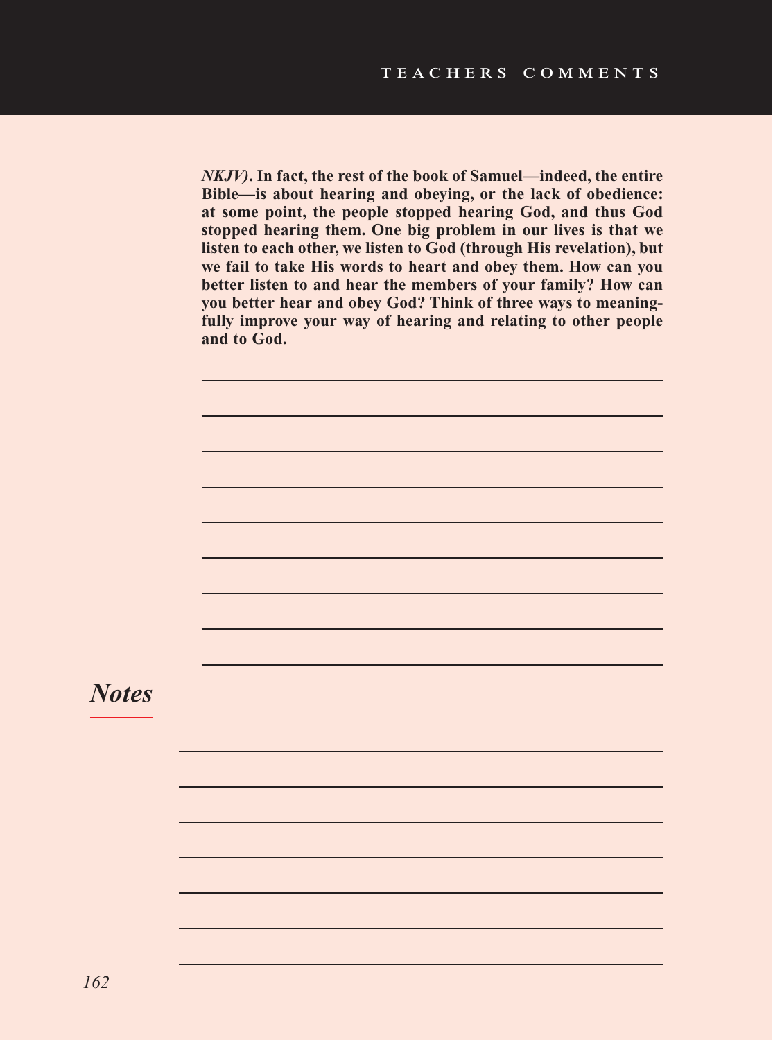***NKJV*). In fact, the rest of the book of Samuel—indeed, the entire Bible—is about hearing and obeying, or the lack of obedience: at some point, the people stopped hearing God, and thus God stopped hearing them. One big problem in our lives is that we listen to each other, we listen to God (through His revelation), but we fail to take His words to heart and obey them. How can you better listen to and hear the members of your family? How can you better hear and obey God? Think of three ways to meaningfully improve your way of hearing and relating to other people and to God.**

## *Notes*